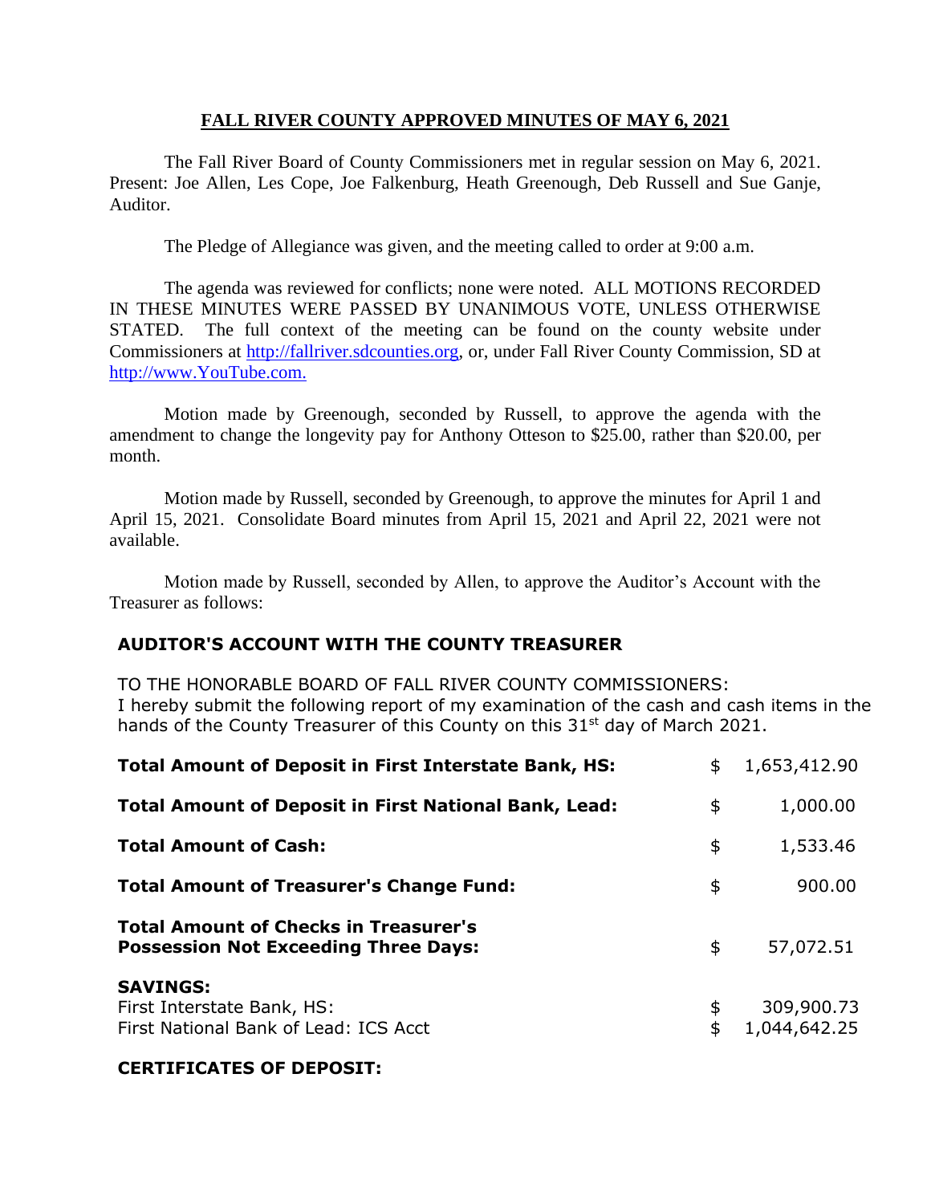# FALL RIVER COUNTY APPROVED MINUTES OF MAY 6, 2021

The Fall River Board of County Commissioners met in regular session on May 6, 2021. Present: Joe Allen, Les Cope, Joe Falkenburg, Heath Greenough, Deb Russell and Sue Ganje, Auditor.

The Pledge of Allegiance was given, and the meeting called to order at 9:00 a.m.

The agenda was reviewed for conflicts; none were noted. ALL MOTIONS RECORDED IN THESE MINUTES WERE PASSED BY UNANIMOUS VOTE, UNLESS OTHERWISE STATED. The full context of the meeting can be found on the county website under Commissioners at http://fallriver.sdcounties.org, or, under Fall River County Commission, SD at http://www.YouTube.com.

Motion made by Greenough, seconded by Russell, to approve the agenda with the amendment to change the longevity pay for Anthony Otteson to $25.00, rather than $20.00, per month.

Motion made by Russell, seconded by Greenough, to approve the minutes for April 1 and April 15, 2021. Consolidate Board minutes from April 15, 2021 and April 22, 2021 were not available.

Motion made by Russell, seconded by Allen, to approve the Auditor's Account with the Treasurer as follows:

**AUDITOR'S ACCOUNT WITH THE COUNTY TREASURER**

TO THE HONORABLE BOARD OF FALL RIVER COUNTY COMMISSIONERS:
I hereby submit the following report of my examination of the cash and cash items in the hands of the County Treasurer of this County on this 31st day of March 2021.

| | | |
|---|---|---|
| **Total Amount of Deposit in First Interstate Bank, HS:** | $ | 1,653,412.90 |
| **Total Amount of Deposit in First National Bank, Lead:** | $ | 1,000.00 |
| **Total Amount of Cash:** | $ | 1,533.46 |
| **Total Amount of Treasurer's Change Fund:** | $ | 900.00 |
| **Total Amount of Checks in Treasurer's Possession Not Exceeding Three Days:** | $ | 57,072.51 |
| **SAVINGS:** | | |
| First Interstate Bank, HS: | $ | 309,900.73 |
| First National Bank of Lead: ICS Acct | $ | 1,044,642.25 |

**CERTIFICATES OF DEPOSIT:**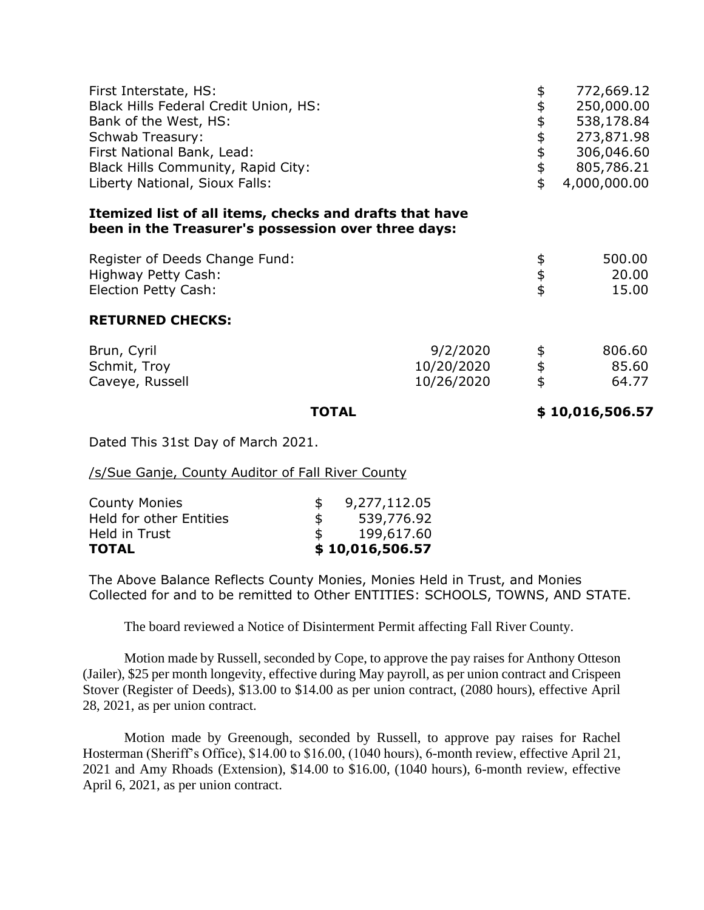| | | |
|---|---|---|
| First Interstate, HS: | $ | 772,669.12 |
| Black Hills Federal Credit Union, HS: | $ | 250,000.00 |
| Bank of the West, HS: | $ | 538,178.84 |
| Schwab Treasury: | $ | 273,871.98 |
| First National Bank, Lead: | $ | 306,046.60 |
| Black Hills Community, Rapid City: | $ | 805,786.21 |
| Liberty National, Sioux Falls: | $ | 4,000,000.00 |

**Itemized list of all items, checks and drafts that have been in the Treasurer's possession over three days:**

| | | |
|---|---|---|
| Register of Deeds Change Fund: | $ | 500.00 |
| Highway Petty Cash: | $ | 20.00 |
| Election Petty Cash: | $ | 15.00 |

**RETURNED CHECKS:**

| | | | |
|---|---|---|---|
| Brun, Cyril | 9/2/2020 | $ | 806.60 |
| Schmit, Troy | 10/20/2020 | $ | 85.60 |
| Caveye, Russell | 10/26/2020 | $ | 64.77 |
| **TOTAL** | | | **$ 10,016,506.57** |

Dated This 31st Day of March 2021.

/s/Sue Ganje, County Auditor of Fall River County

| | | |
|---|---|---|
| County Monies | $ | 9,277,112.05 |
| Held for other Entities | $ | 539,776.92 |
| Held in Trust | $ | 199,617.60 |
| **TOTAL** | | **$ 10,016,506.57** |

The Above Balance Reflects County Monies, Monies Held in Trust, and Monies Collected for and to be remitted to Other ENTITIES: SCHOOLS, TOWNS, AND STATE.

The board reviewed a Notice of Disinterment Permit affecting Fall River County.

Motion made by Russell, seconded by Cope, to approve the pay raises for Anthony Otteson (Jailer), $25 per month longevity, effective during May payroll, as per union contract and Crispeen Stover (Register of Deeds), $13.00 to $14.00 as per union contract, (2080 hours), effective April 28, 2021, as per union contract.

Motion made by Greenough, seconded by Russell, to approve pay raises for Rachel Hosterman (Sheriff's Office), $14.00 to $16.00, (1040 hours), 6-month review, effective April 21, 2021 and Amy Rhoads (Extension), $14.00 to $16.00, (1040 hours), 6-month review, effective April 6, 2021, as per union contract.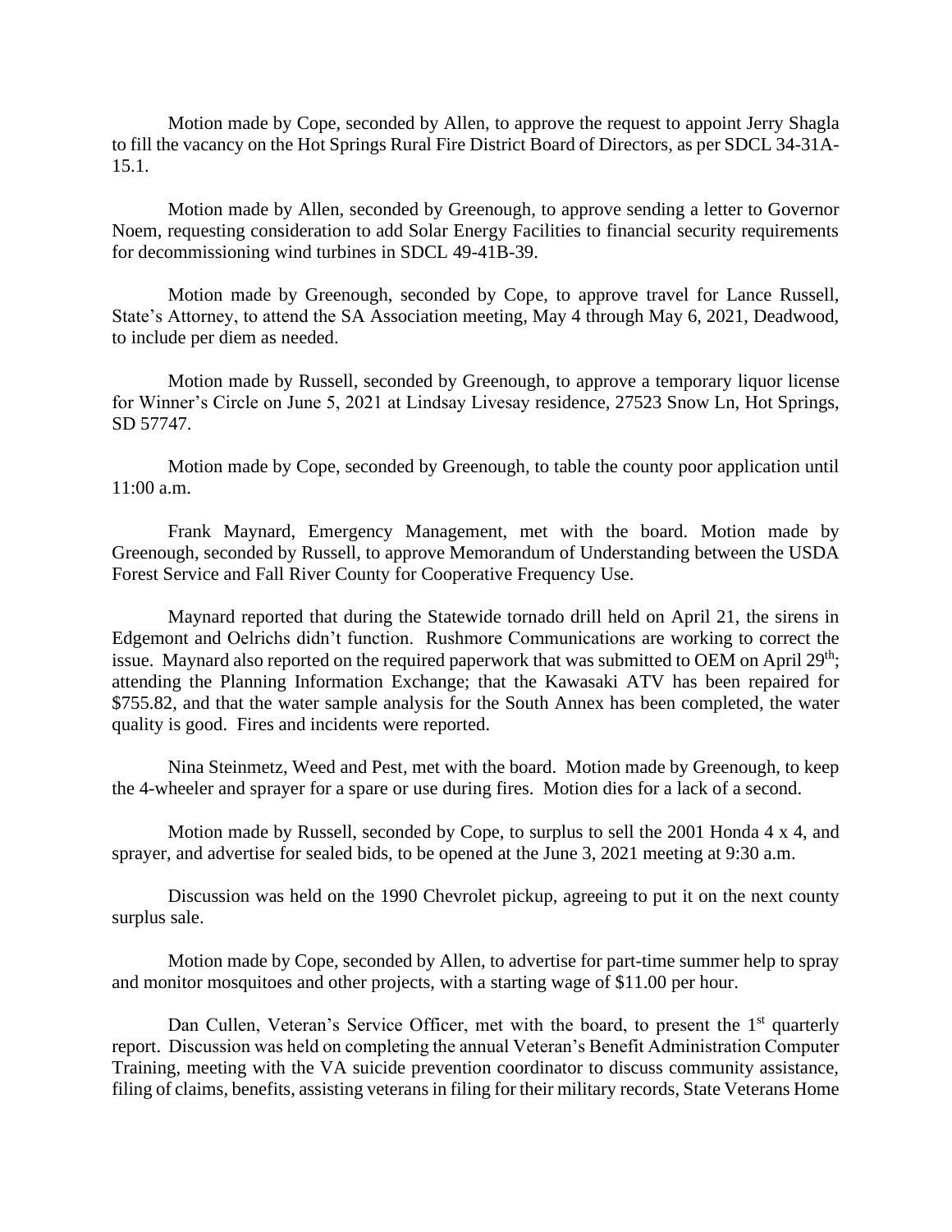Motion made by Cope, seconded by Allen, to approve the request to appoint Jerry Shagla to fill the vacancy on the Hot Springs Rural Fire District Board of Directors, as per SDCL 34-31A-15.1.

Motion made by Allen, seconded by Greenough, to approve sending a letter to Governor Noem, requesting consideration to add Solar Energy Facilities to financial security requirements for decommissioning wind turbines in SDCL 49-41B-39.

Motion made by Greenough, seconded by Cope, to approve travel for Lance Russell, State's Attorney, to attend the SA Association meeting, May 4 through May 6, 2021, Deadwood, to include per diem as needed.

Motion made by Russell, seconded by Greenough, to approve a temporary liquor license for Winner's Circle on June 5, 2021 at Lindsay Livesay residence, 27523 Snow Ln, Hot Springs, SD 57747.

Motion made by Cope, seconded by Greenough, to table the county poor application until 11:00 a.m.

Frank Maynard, Emergency Management, met with the board. Motion made by Greenough, seconded by Russell, to approve Memorandum of Understanding between the USDA Forest Service and Fall River County for Cooperative Frequency Use.

Maynard reported that during the Statewide tornado drill held on April 21, the sirens in Edgemont and Oelrichs didn't function. Rushmore Communications are working to correct the issue. Maynard also reported on the required paperwork that was submitted to OEM on April 29th; attending the Planning Information Exchange; that the Kawasaki ATV has been repaired for $755.82, and that the water sample analysis for the South Annex has been completed, the water quality is good. Fires and incidents were reported.

Nina Steinmetz, Weed and Pest, met with the board. Motion made by Greenough, to keep the 4-wheeler and sprayer for a spare or use during fires. Motion dies for a lack of a second.

Motion made by Russell, seconded by Cope, to surplus to sell the 2001 Honda 4 x 4, and sprayer, and advertise for sealed bids, to be opened at the June 3, 2021 meeting at 9:30 a.m.

Discussion was held on the 1990 Chevrolet pickup, agreeing to put it on the next county surplus sale.

Motion made by Cope, seconded by Allen, to advertise for part-time summer help to spray and monitor mosquitoes and other projects, with a starting wage of $11.00 per hour.

Dan Cullen, Veteran's Service Officer, met with the board, to present the 1st quarterly report. Discussion was held on completing the annual Veteran's Benefit Administration Computer Training, meeting with the VA suicide prevention coordinator to discuss community assistance, filing of claims, benefits, assisting veterans in filing for their military records, State Veterans Home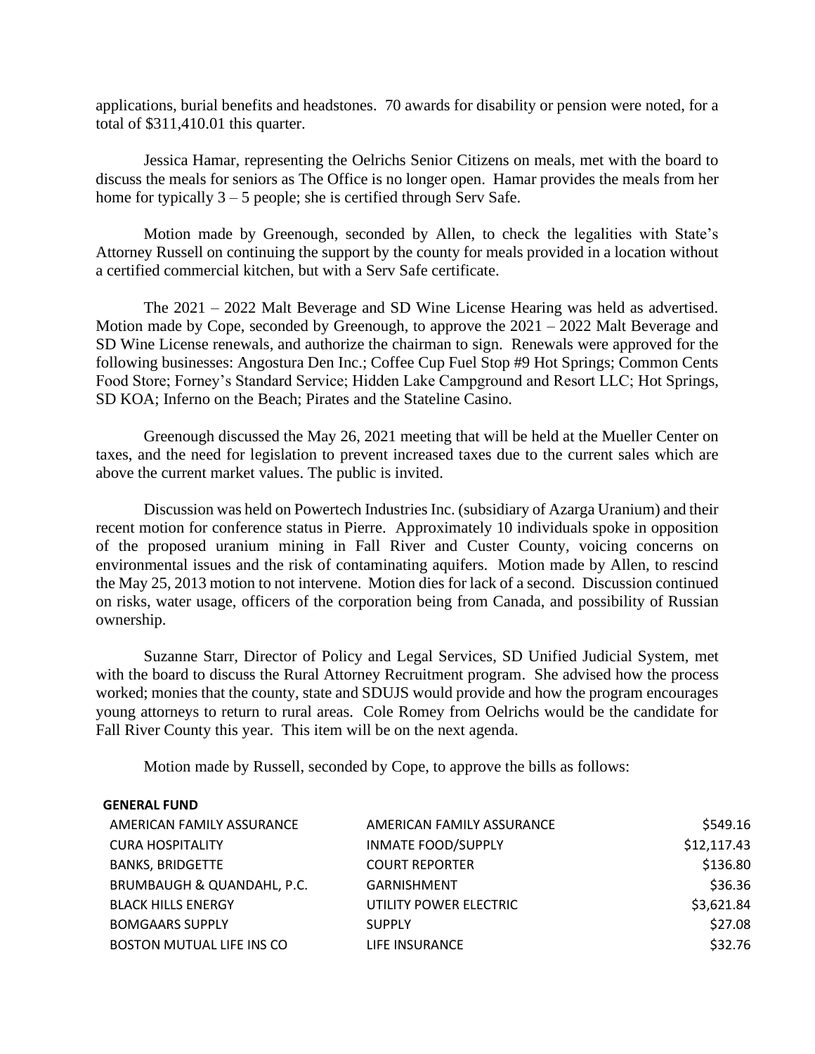applications, burial benefits and headstones. 70 awards for disability or pension were noted, for a total of $311,410.01 this quarter.

Jessica Hamar, representing the Oelrichs Senior Citizens on meals, met with the board to discuss the meals for seniors as The Office is no longer open. Hamar provides the meals from her home for typically 3 – 5 people; she is certified through Serv Safe.

Motion made by Greenough, seconded by Allen, to check the legalities with State's Attorney Russell on continuing the support by the county for meals provided in a location without a certified commercial kitchen, but with a Serv Safe certificate.

The 2021 – 2022 Malt Beverage and SD Wine License Hearing was held as advertised. Motion made by Cope, seconded by Greenough, to approve the 2021 – 2022 Malt Beverage and SD Wine License renewals, and authorize the chairman to sign. Renewals were approved for the following businesses: Angostura Den Inc.; Coffee Cup Fuel Stop #9 Hot Springs; Common Cents Food Store; Forney's Standard Service; Hidden Lake Campground and Resort LLC; Hot Springs, SD KOA; Inferno on the Beach; Pirates and the Stateline Casino.

Greenough discussed the May 26, 2021 meeting that will be held at the Mueller Center on taxes, and the need for legislation to prevent increased taxes due to the current sales which are above the current market values. The public is invited.

Discussion was held on Powertech Industries Inc. (subsidiary of Azarga Uranium) and their recent motion for conference status in Pierre. Approximately 10 individuals spoke in opposition of the proposed uranium mining in Fall River and Custer County, voicing concerns on environmental issues and the risk of contaminating aquifers. Motion made by Allen, to rescind the May 25, 2013 motion to not intervene. Motion dies for lack of a second. Discussion continued on risks, water usage, officers of the corporation being from Canada, and possibility of Russian ownership.

Suzanne Starr, Director of Policy and Legal Services, SD Unified Judicial System, met with the board to discuss the Rural Attorney Recruitment program. She advised how the process worked; monies that the county, state and SDUJS would provide and how the program encourages young attorneys to return to rural areas. Cole Romey from Oelrichs would be the candidate for Fall River County this year. This item will be on the next agenda.

Motion made by Russell, seconded by Cope, to approve the bills as follows:

| **GENERAL FUND** | | |
|---|---|---|
| AMERICAN FAMILY ASSURANCE | AMERICAN FAMILY ASSURANCE | $549.16 |
| CURA HOSPITALITY | INMATE FOOD/SUPPLY | $12,117.43 |
| BANKS, BRIDGETTE | COURT REPORTER | $136.80 |
| BRUMBAUGH & QUANDAHL, P.C. | GARNISHMENT | $36.36 |
| BLACK HILLS ENERGY | UTILITY POWER ELECTRIC | $3,621.84 |
| BOMGAARS SUPPLY | SUPPLY | $27.08 |
| BOSTON MUTUAL LIFE INS CO | LIFE INSURANCE | $32.76 |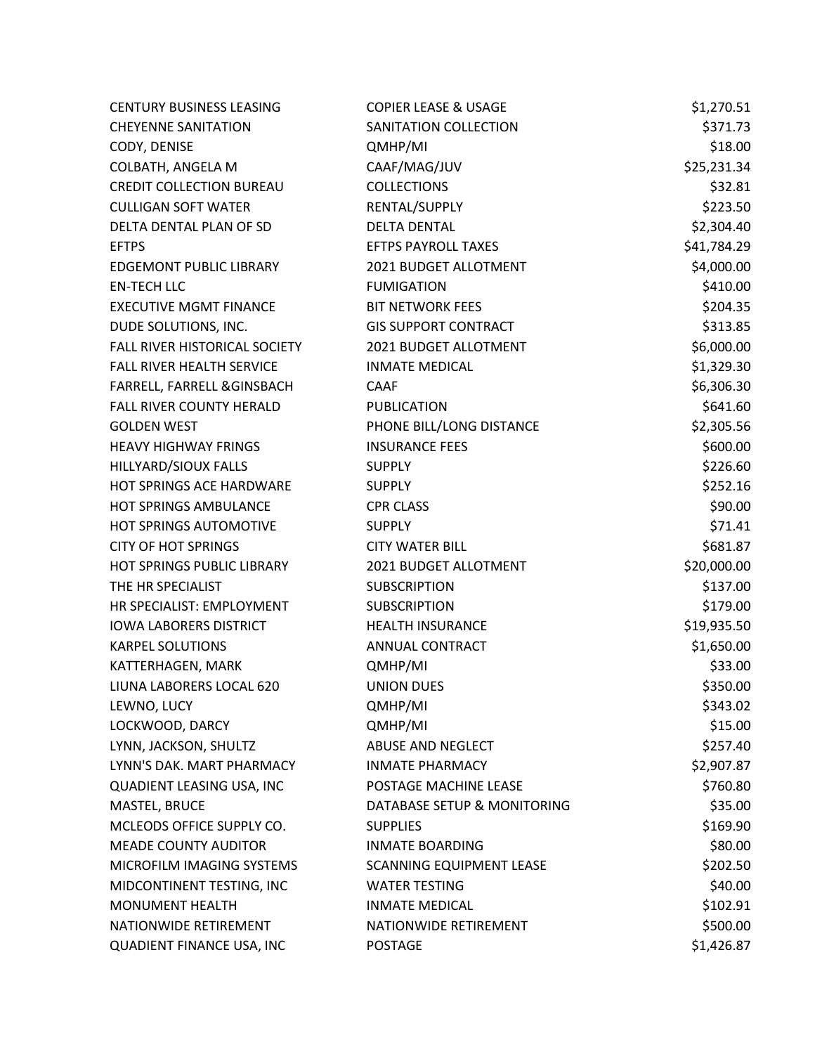| | | |
|---|---|---|
| CENTURY BUSINESS LEASING | COPIER LEASE & USAGE | $1,270.51 |
| CHEYENNE SANITATION | SANITATION COLLECTION | $371.73 |
| CODY, DENISE | QMHP/MI | $18.00 |
| COLBATH, ANGELA M | CAAF/MAG/JUV | $25,231.34 |
| CREDIT COLLECTION BUREAU | COLLECTIONS | $32.81 |
| CULLIGAN SOFT WATER | RENTAL/SUPPLY | $223.50 |
| DELTA DENTAL PLAN OF SD | DELTA DENTAL | $2,304.40 |
| EFTPS | EFTPS PAYROLL TAXES | $41,784.29 |
| EDGEMONT PUBLIC LIBRARY | 2021 BUDGET ALLOTMENT | $4,000.00 |
| EN-TECH LLC | FUMIGATION | $410.00 |
| EXECUTIVE MGMT FINANCE | BIT NETWORK FEES | $204.35 |
| DUDE SOLUTIONS, INC. | GIS SUPPORT CONTRACT | $313.85 |
| FALL RIVER HISTORICAL SOCIETY | 2021 BUDGET ALLOTMENT | $6,000.00 |
| FALL RIVER HEALTH SERVICE | INMATE MEDICAL | $1,329.30 |
| FARRELL, FARRELL &GINSBACH | CAAF | $6,306.30 |
| FALL RIVER COUNTY HERALD | PUBLICATION | $641.60 |
| GOLDEN WEST | PHONE BILL/LONG DISTANCE | $2,305.56 |
| HEAVY HIGHWAY FRINGS | INSURANCE FEES | $600.00 |
| HILLYARD/SIOUX FALLS | SUPPLY | $226.60 |
| HOT SPRINGS ACE HARDWARE | SUPPLY | $252.16 |
| HOT SPRINGS AMBULANCE | CPR CLASS | $90.00 |
| HOT SPRINGS AUTOMOTIVE | SUPPLY | $71.41 |
| CITY OF HOT SPRINGS | CITY WATER BILL | $681.87 |
| HOT SPRINGS PUBLIC LIBRARY | 2021 BUDGET ALLOTMENT | $20,000.00 |
| THE HR SPECIALIST | SUBSCRIPTION | $137.00 |
| HR SPECIALIST: EMPLOYMENT | SUBSCRIPTION | $179.00 |
| IOWA LABORERS DISTRICT | HEALTH INSURANCE | $19,935.50 |
| KARPEL SOLUTIONS | ANNUAL CONTRACT | $1,650.00 |
| KATTERHAGEN, MARK | QMHP/MI | $33.00 |
| LIUNA LABORERS LOCAL 620 | UNION DUES | $350.00 |
| LEWNO, LUCY | QMHP/MI | $343.02 |
| LOCKWOOD, DARCY | QMHP/MI | $15.00 |
| LYNN, JACKSON, SHULTZ | ABUSE AND NEGLECT | $257.40 |
| LYNN'S DAK. MART PHARMACY | INMATE PHARMACY | $2,907.87 |
| QUADIENT LEASING USA, INC | POSTAGE MACHINE LEASE | $760.80 |
| MASTEL, BRUCE | DATABASE SETUP & MONITORING | $35.00 |
| MCLEODS OFFICE SUPPLY CO. | SUPPLIES | $169.90 |
| MEADE COUNTY AUDITOR | INMATE BOARDING | $80.00 |
| MICROFILM IMAGING SYSTEMS | SCANNING EQUIPMENT LEASE | $202.50 |
| MIDCONTINENT TESTING, INC | WATER TESTING | $40.00 |
| MONUMENT HEALTH | INMATE MEDICAL | $102.91 |
| NATIONWIDE RETIREMENT | NATIONWIDE RETIREMENT | $500.00 |
| QUADIENT FINANCE USA, INC | POSTAGE | $1,426.87 |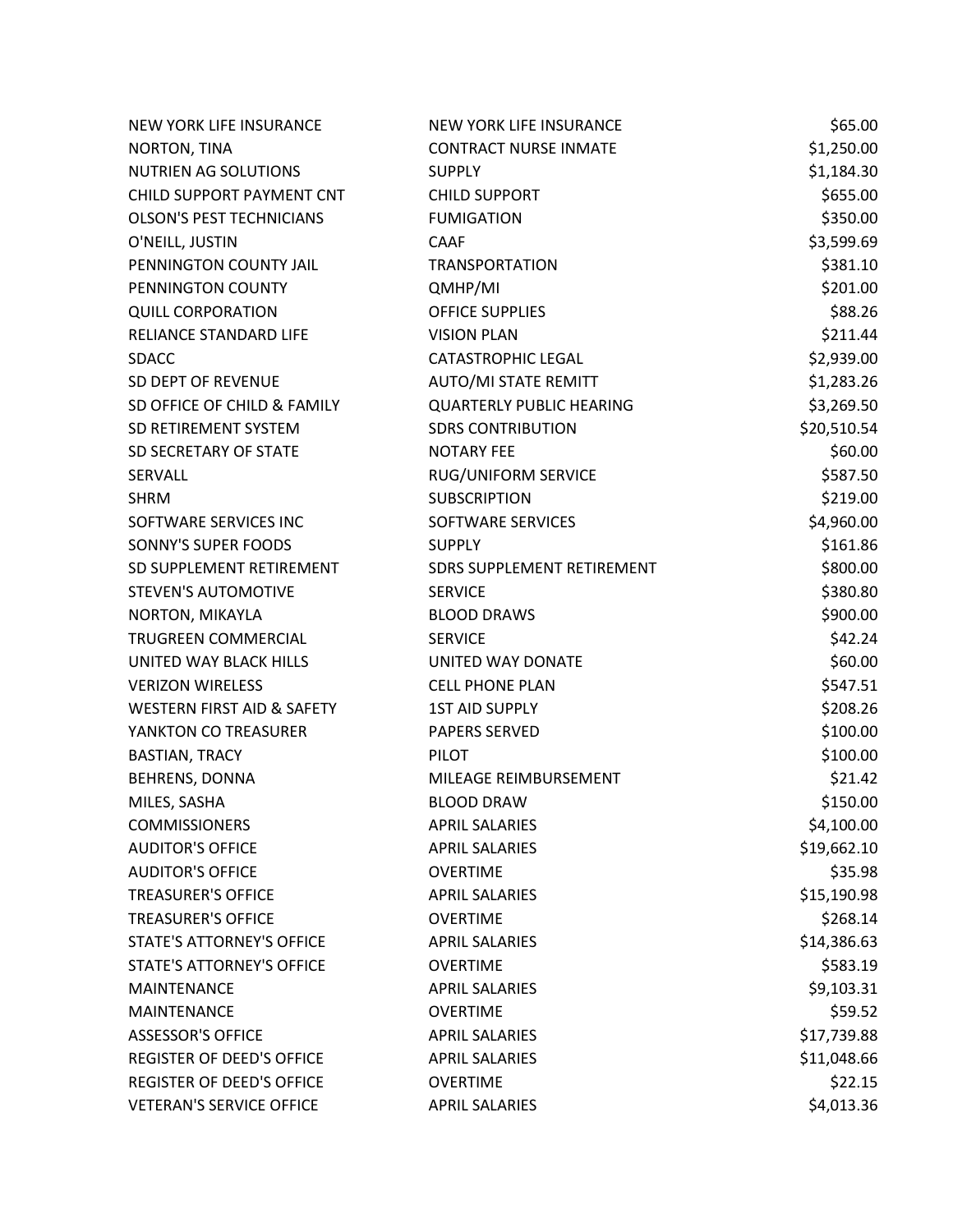| | | |
|---|---|---|
| NEW YORK LIFE INSURANCE | NEW YORK LIFE INSURANCE | $65.00 |
| NORTON, TINA | CONTRACT NURSE INMATE | $1,250.00 |
| NUTRIEN AG SOLUTIONS | SUPPLY | $1,184.30 |
| CHILD SUPPORT PAYMENT CNT | CHILD SUPPORT | $655.00 |
| OLSON'S PEST TECHNICIANS | FUMIGATION | $350.00 |
| O'NEILL, JUSTIN | CAAF | $3,599.69 |
| PENNINGTON COUNTY JAIL | TRANSPORTATION | $381.10 |
| PENNINGTON COUNTY | QMHP/MI | $201.00 |
| QUILL CORPORATION | OFFICE SUPPLIES | $88.26 |
| RELIANCE STANDARD LIFE | VISION PLAN | $211.44 |
| SDACC | CATASTROPHIC LEGAL | $2,939.00 |
| SD DEPT OF REVENUE | AUTO/MI STATE REMITT | $1,283.26 |
| SD OFFICE OF CHILD & FAMILY | QUARTERLY PUBLIC HEARING | $3,269.50 |
| SD RETIREMENT SYSTEM | SDRS CONTRIBUTION | $20,510.54 |
| SD SECRETARY OF STATE | NOTARY FEE | $60.00 |
| SERVALL | RUG/UNIFORM SERVICE | $587.50 |
| SHRM | SUBSCRIPTION | $219.00 |
| SOFTWARE SERVICES INC | SOFTWARE SERVICES | $4,960.00 |
| SONNY'S SUPER FOODS | SUPPLY | $161.86 |
| SD SUPPLEMENT RETIREMENT | SDRS SUPPLEMENT RETIREMENT | $800.00 |
| STEVEN'S AUTOMOTIVE | SERVICE | $380.80 |
| NORTON, MIKAYLA | BLOOD DRAWS | $900.00 |
| TRUGREEN COMMERCIAL | SERVICE | $42.24 |
| UNITED WAY BLACK HILLS | UNITED WAY DONATE | $60.00 |
| VERIZON WIRELESS | CELL PHONE PLAN | $547.51 |
| WESTERN FIRST AID & SAFETY | 1ST AID SUPPLY | $208.26 |
| YANKTON CO TREASURER | PAPERS SERVED | $100.00 |
| BASTIAN, TRACY | PILOT | $100.00 |
| BEHRENS, DONNA | MILEAGE REIMBURSEMENT | $21.42 |
| MILES, SASHA | BLOOD DRAW | $150.00 |
| COMMISSIONERS | APRIL SALARIES | $4,100.00 |
| AUDITOR'S OFFICE | APRIL SALARIES | $19,662.10 |
| AUDITOR'S OFFICE | OVERTIME | $35.98 |
| TREASURER'S OFFICE | APRIL SALARIES | $15,190.98 |
| TREASURER'S OFFICE | OVERTIME | $268.14 |
| STATE'S ATTORNEY'S OFFICE | APRIL SALARIES | $14,386.63 |
| STATE'S ATTORNEY'S OFFICE | OVERTIME | $583.19 |
| MAINTENANCE | APRIL SALARIES | $9,103.31 |
| MAINTENANCE | OVERTIME | $59.52 |
| ASSESSOR'S OFFICE | APRIL SALARIES | $17,739.88 |
| REGISTER OF DEED'S OFFICE | APRIL SALARIES | $11,048.66 |
| REGISTER OF DEED'S OFFICE | OVERTIME | $22.15 |
| VETERAN'S SERVICE OFFICE | APRIL SALARIES | $4,013.36 |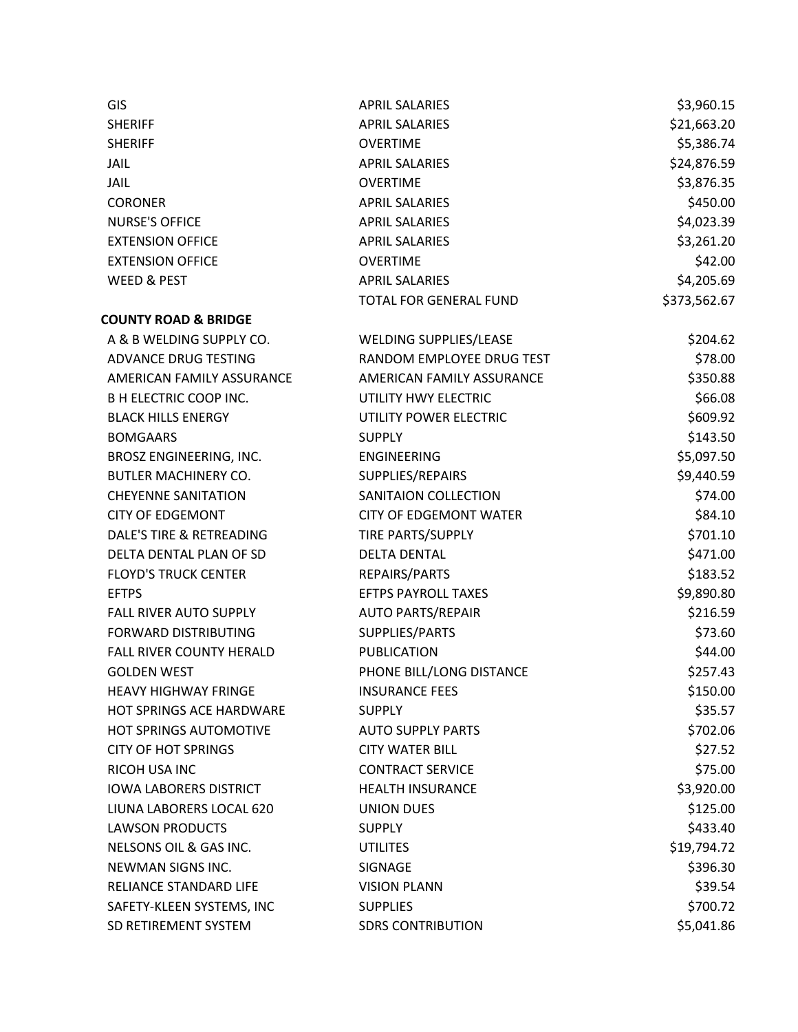| | | |
|---|---|---|
| GIS | APRIL SALARIES | $3,960.15 |
| SHERIFF | APRIL SALARIES | $21,663.20 |
| SHERIFF | OVERTIME | $5,386.74 |
| JAIL | APRIL SALARIES | $24,876.59 |
| JAIL | OVERTIME | $3,876.35 |
| CORONER | APRIL SALARIES | $450.00 |
| NURSE'S OFFICE | APRIL SALARIES | $4,023.39 |
| EXTENSION OFFICE | APRIL SALARIES | $3,261.20 |
| EXTENSION OFFICE | OVERTIME | $42.00 |
| WEED & PEST | APRIL SALARIES | $4,205.69 |
| | TOTAL FOR GENERAL FUND | $373,562.67 |

**COUNTY ROAD & BRIDGE**

| | | |
|---|---|---|
| A & B WELDING SUPPLY CO. | WELDING SUPPLIES/LEASE | $204.62 |
| ADVANCE DRUG TESTING | RANDOM EMPLOYEE DRUG TEST | $78.00 |
| AMERICAN FAMILY ASSURANCE | AMERICAN FAMILY ASSURANCE | $350.88 |
| B H ELECTRIC COOP INC. | UTILITY HWY ELECTRIC | $66.08 |
| BLACK HILLS ENERGY | UTILITY POWER ELECTRIC | $609.92 |
| BOMGAARS | SUPPLY | $143.50 |
| BROSZ ENGINEERING, INC. | ENGINEERING | $5,097.50 |
| BUTLER MACHINERY CO. | SUPPLIES/REPAIRS | $9,440.59 |
| CHEYENNE SANITATION | SANITAION COLLECTION | $74.00 |
| CITY OF EDGEMONT | CITY OF EDGEMONT WATER | $84.10 |
| DALE'S TIRE & RETREADING | TIRE PARTS/SUPPLY | $701.10 |
| DELTA DENTAL PLAN OF SD | DELTA DENTAL | $471.00 |
| FLOYD'S TRUCK CENTER | REPAIRS/PARTS | $183.52 |
| EFTPS | EFTPS PAYROLL TAXES | $9,890.80 |
| FALL RIVER AUTO SUPPLY | AUTO PARTS/REPAIR | $216.59 |
| FORWARD DISTRIBUTING | SUPPLIES/PARTS | $73.60 |
| FALL RIVER COUNTY HERALD | PUBLICATION | $44.00 |
| GOLDEN WEST | PHONE BILL/LONG DISTANCE | $257.43 |
| HEAVY HIGHWAY FRINGE | INSURANCE FEES | $150.00 |
| HOT SPRINGS ACE HARDWARE | SUPPLY | $35.57 |
| HOT SPRINGS AUTOMOTIVE | AUTO SUPPLY PARTS | $702.06 |
| CITY OF HOT SPRINGS | CITY WATER BILL | $27.52 |
| RICOH USA INC | CONTRACT SERVICE | $75.00 |
| IOWA LABORERS DISTRICT | HEALTH INSURANCE | $3,920.00 |
| LIUNA LABORERS LOCAL 620 | UNION DUES | $125.00 |
| LAWSON PRODUCTS | SUPPLY | $433.40 |
| NELSONS OIL & GAS INC. | UTILITES | $19,794.72 |
| NEWMAN SIGNS INC. | SIGNAGE | $396.30 |
| RELIANCE STANDARD LIFE | VISION PLANN | $39.54 |
| SAFETY-KLEEN SYSTEMS, INC | SUPPLIES | $700.72 |
| SD RETIREMENT SYSTEM | SDRS CONTRIBUTION | $5,041.86 |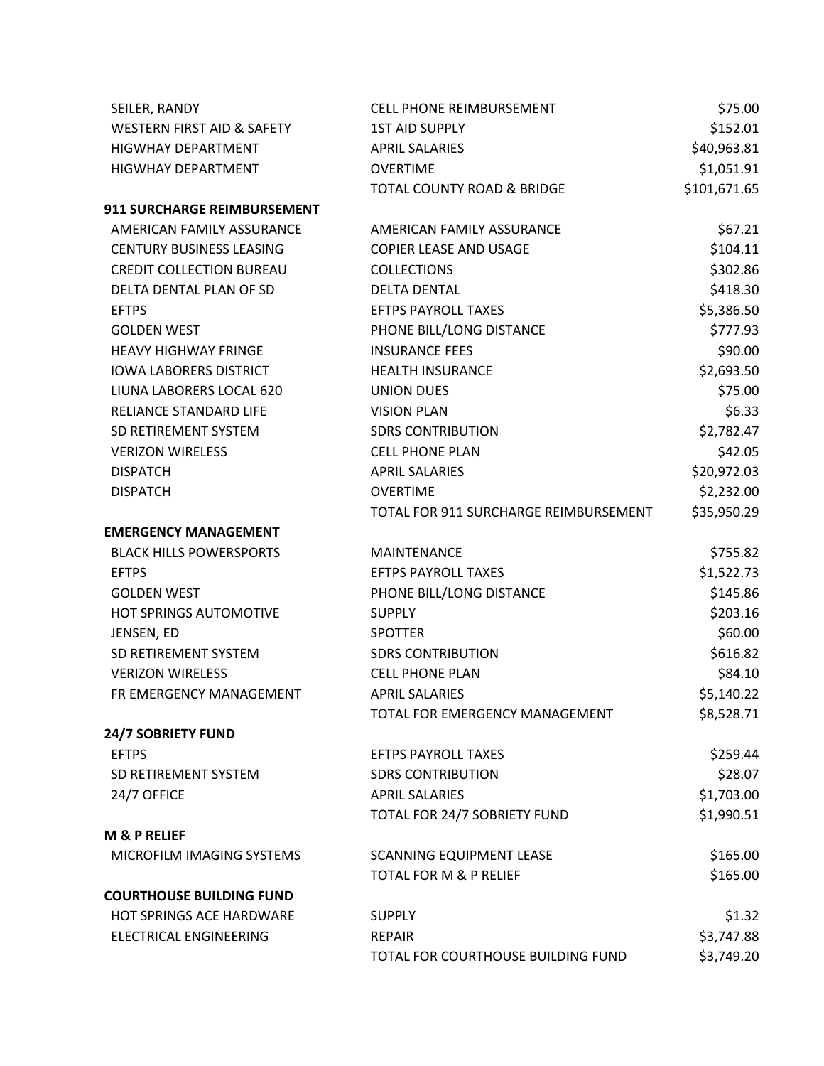| | | |
|---|---|---|
| SEILER, RANDY | CELL PHONE REIMBURSEMENT | $75.00 |
| WESTERN FIRST AID & SAFETY | 1ST AID SUPPLY | $152.01 |
| HIGWHAY DEPARTMENT | APRIL SALARIES | $40,963.81 |
| HIGWHAY DEPARTMENT | OVERTIME | $1,051.91 |
| | TOTAL COUNTY ROAD & BRIDGE | $101,671.65 |
| **911 SURCHARGE REIMBURSEMENT** | | |
| AMERICAN FAMILY ASSURANCE | AMERICAN FAMILY ASSURANCE | $67.21 |
| CENTURY BUSINESS LEASING | COPIER LEASE AND USAGE | $104.11 |
| CREDIT COLLECTION BUREAU | COLLECTIONS | $302.86 |
| DELTA DENTAL PLAN OF SD | DELTA DENTAL | $418.30 |
| EFTPS | EFTPS PAYROLL TAXES | $5,386.50 |
| GOLDEN WEST | PHONE BILL/LONG DISTANCE | $777.93 |
| HEAVY HIGHWAY FRINGE | INSURANCE FEES | $90.00 |
| IOWA LABORERS DISTRICT | HEALTH INSURANCE | $2,693.50 |
| LIUNA LABORERS LOCAL 620 | UNION DUES | $75.00 |
| RELIANCE STANDARD LIFE | VISION PLAN | $6.33 |
| SD RETIREMENT SYSTEM | SDRS CONTRIBUTION | $2,782.47 |
| VERIZON WIRELESS | CELL PHONE PLAN | $42.05 |
| DISPATCH | APRIL SALARIES | $20,972.03 |
| DISPATCH | OVERTIME | $2,232.00 |
| | TOTAL FOR 911 SURCHARGE REIMBURSEMENT | $35,950.29 |
| **EMERGENCY MANAGEMENT** | | |
| BLACK HILLS POWERSPORTS | MAINTENANCE | $755.82 |
| EFTPS | EFTPS PAYROLL TAXES | $1,522.73 |
| GOLDEN WEST | PHONE BILL/LONG DISTANCE | $145.86 |
| HOT SPRINGS AUTOMOTIVE | SUPPLY | $203.16 |
| JENSEN, ED | SPOTTER | $60.00 |
| SD RETIREMENT SYSTEM | SDRS CONTRIBUTION | $616.82 |
| VERIZON WIRELESS | CELL PHONE PLAN | $84.10 |
| FR EMERGENCY MANAGEMENT | APRIL SALARIES | $5,140.22 |
| | TOTAL FOR EMERGENCY MANAGEMENT | $8,528.71 |
| **24/7 SOBRIETY FUND** | | |
| EFTPS | EFTPS PAYROLL TAXES | $259.44 |
| SD RETIREMENT SYSTEM | SDRS CONTRIBUTION | $28.07 |
| 24/7 OFFICE | APRIL SALARIES | $1,703.00 |
| | TOTAL FOR 24/7 SOBRIETY FUND | $1,990.51 |
| **M & P RELIEF** | | |
| MICROFILM IMAGING SYSTEMS | SCANNING EQUIPMENT LEASE | $165.00 |
| | TOTAL FOR M & P RELIEF | $165.00 |
| **COURTHOUSE BUILDING FUND** | | |
| HOT SPRINGS ACE HARDWARE | SUPPLY | $1.32 |
| ELECTRICAL ENGINEERING | REPAIR | $3,747.88 |
| | TOTAL FOR COURTHOUSE BUILDING FUND | $3,749.20 |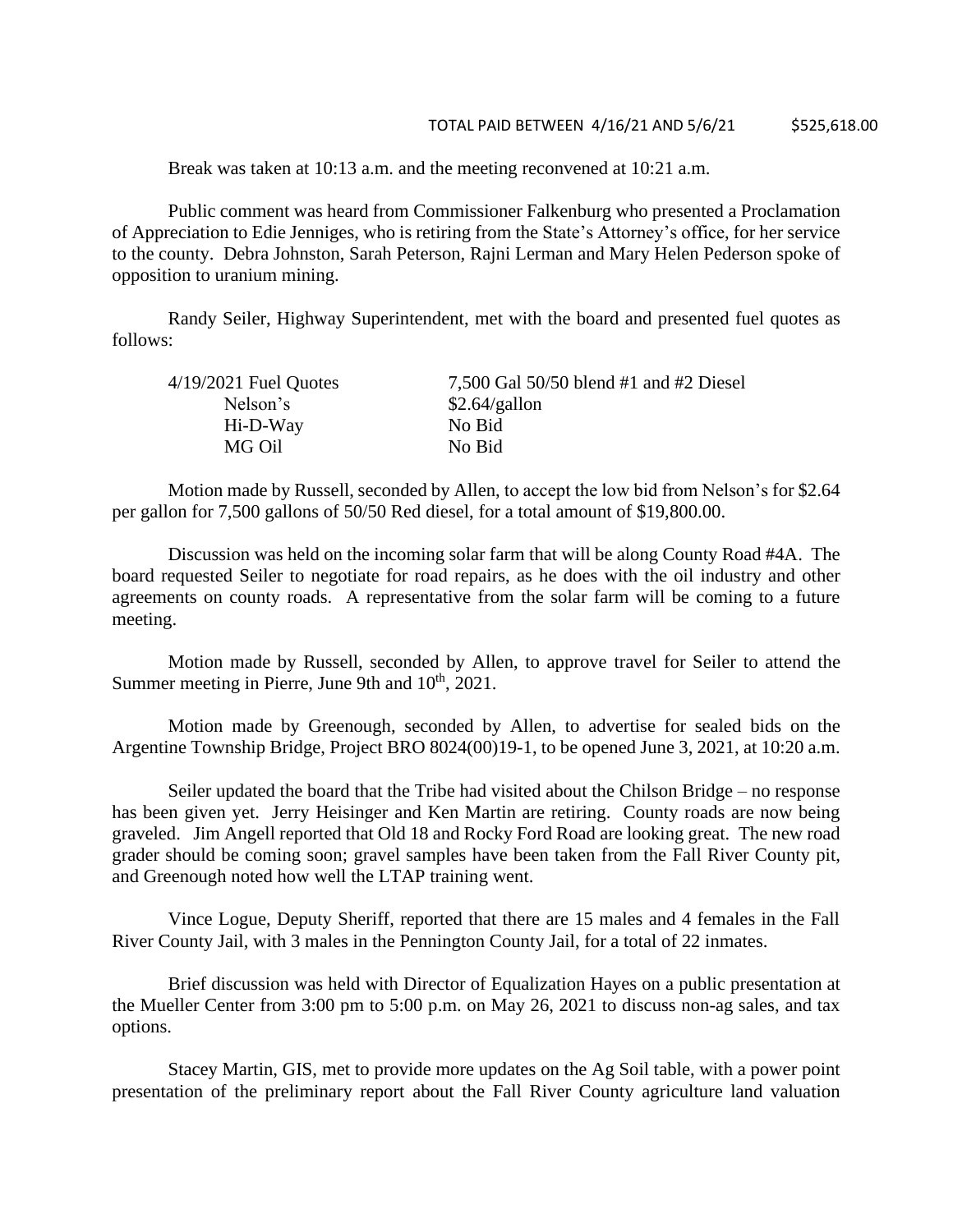TOTAL PAID BETWEEN 4/16/21 AND 5/6/21 $525,618.00

Break was taken at 10:13 a.m. and the meeting reconvened at 10:21 a.m.

Public comment was heard from Commissioner Falkenburg who presented a Proclamation of Appreciation to Edie Jenniges, who is retiring from the State's Attorney's office, for her service to the county. Debra Johnston, Sarah Peterson, Rajni Lerman and Mary Helen Pederson spoke of opposition to uranium mining.

Randy Seiler, Highway Superintendent, met with the board and presented fuel quotes as follows:

| 4/19/2021 Fuel Quotes | 7,500 Gal 50/50 blend #1 and #2 Diesel |
|---|---|
| Nelson's | $2.64/gallon |
| Hi-D-Way | No Bid |
| MG Oil | No Bid |

Motion made by Russell, seconded by Allen, to accept the low bid from Nelson's for $2.64 per gallon for 7,500 gallons of 50/50 Red diesel, for a total amount of $19,800.00.

Discussion was held on the incoming solar farm that will be along County Road #4A. The board requested Seiler to negotiate for road repairs, as he does with the oil industry and other agreements on county roads. A representative from the solar farm will be coming to a future meeting.

Motion made by Russell, seconded by Allen, to approve travel for Seiler to attend the Summer meeting in Pierre, June 9th and 10th, 2021.

Motion made by Greenough, seconded by Allen, to advertise for sealed bids on the Argentine Township Bridge, Project BRO 8024(00)19-1, to be opened June 3, 2021, at 10:20 a.m.

Seiler updated the board that the Tribe had visited about the Chilson Bridge – no response has been given yet. Jerry Heisinger and Ken Martin are retiring. County roads are now being graveled. Jim Angell reported that Old 18 and Rocky Ford Road are looking great. The new road grader should be coming soon; gravel samples have been taken from the Fall River County pit, and Greenough noted how well the LTAP training went.

Vince Logue, Deputy Sheriff, reported that there are 15 males and 4 females in the Fall River County Jail, with 3 males in the Pennington County Jail, for a total of 22 inmates.

Brief discussion was held with Director of Equalization Hayes on a public presentation at the Mueller Center from 3:00 pm to 5:00 p.m. on May 26, 2021 to discuss non-ag sales, and tax options.

Stacey Martin, GIS, met to provide more updates on the Ag Soil table, with a power point presentation of the preliminary report about the Fall River County agriculture land valuation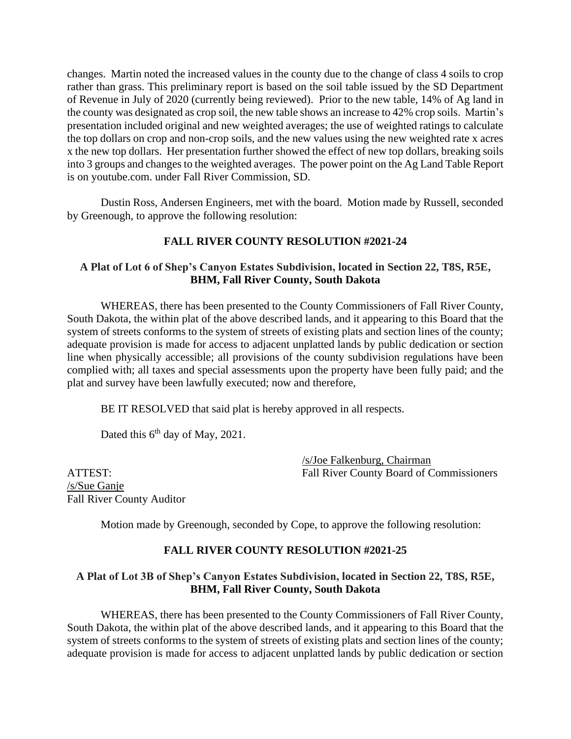changes. Martin noted the increased values in the county due to the change of class 4 soils to crop rather than grass. This preliminary report is based on the soil table issued by the SD Department of Revenue in July of 2020 (currently being reviewed). Prior to the new table, 14% of Ag land in the county was designated as crop soil, the new table shows an increase to 42% crop soils. Martin's presentation included original and new weighted averages; the use of weighted ratings to calculate the top dollars on crop and non-crop soils, and the new values using the new weighted rate x acres x the new top dollars. Her presentation further showed the effect of new top dollars, breaking soils into 3 groups and changes to the weighted averages. The power point on the Ag Land Table Report is on youtube.com. under Fall River Commission, SD.

Dustin Ross, Andersen Engineers, met with the board. Motion made by Russell, seconded by Greenough, to approve the following resolution:

**FALL RIVER COUNTY RESOLUTION #2021-24**

**A Plat of Lot 6 of Shep's Canyon Estates Subdivision, located in Section 22, T8S, R5E, BHM, Fall River County, South Dakota**

WHEREAS, there has been presented to the County Commissioners of Fall River County, South Dakota, the within plat of the above described lands, and it appearing to this Board that the system of streets conforms to the system of streets of existing plats and section lines of the county; adequate provision is made for access to adjacent unplatted lands by public dedication or section line when physically accessible; all provisions of the county subdivision regulations have been complied with; all taxes and special assessments upon the property have been fully paid; and the plat and survey have been lawfully executed; now and therefore,

BE IT RESOLVED that said plat is hereby approved in all respects.

Dated this 6th day of May, 2021.

/s/Joe Falkenburg, Chairman
Fall River County Board of Commissioners

ATTEST:
/s/Sue Ganje
Fall River County Auditor

Motion made by Greenough, seconded by Cope, to approve the following resolution:

**FALL RIVER COUNTY RESOLUTION #2021-25**

**A Plat of Lot 3B of Shep's Canyon Estates Subdivision, located in Section 22, T8S, R5E, BHM, Fall River County, South Dakota**

WHEREAS, there has been presented to the County Commissioners of Fall River County, South Dakota, the within plat of the above described lands, and it appearing to this Board that the system of streets conforms to the system of streets of existing plats and section lines of the county; adequate provision is made for access to adjacent unplatted lands by public dedication or section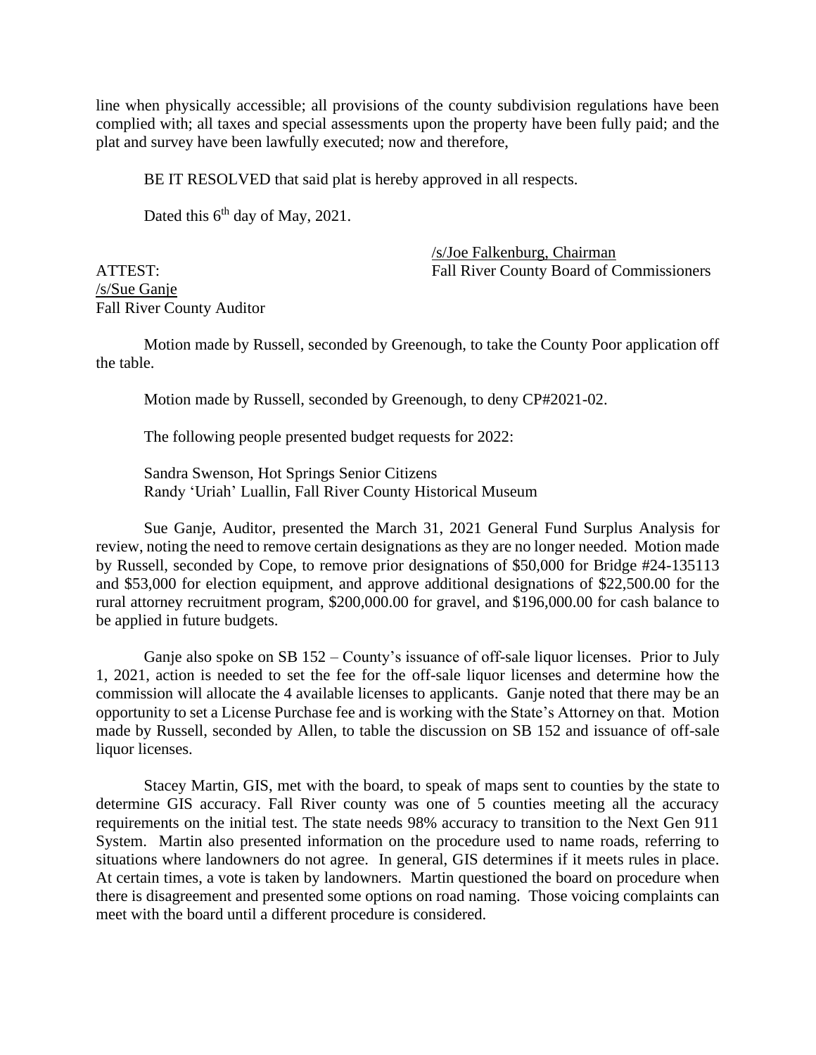line when physically accessible; all provisions of the county subdivision regulations have been complied with; all taxes and special assessments upon the property have been fully paid; and the plat and survey have been lawfully executed; now and therefore,

BE IT RESOLVED that said plat is hereby approved in all respects.

Dated this 6th day of May, 2021.

/s/Joe Falkenburg, Chairman
Fall River County Board of Commissioners

ATTEST:
/s/Sue Ganje
Fall River County Auditor

Motion made by Russell, seconded by Greenough, to take the County Poor application off the table.

Motion made by Russell, seconded by Greenough, to deny CP#2021-02.

The following people presented budget requests for 2022:

Sandra Swenson, Hot Springs Senior Citizens
Randy 'Uriah' Luallin, Fall River County Historical Museum

Sue Ganje, Auditor, presented the March 31, 2021 General Fund Surplus Analysis for review, noting the need to remove certain designations as they are no longer needed. Motion made by Russell, seconded by Cope, to remove prior designations of $50,000 for Bridge #24-135113 and $53,000 for election equipment, and approve additional designations of $22,500.00 for the rural attorney recruitment program, $200,000.00 for gravel, and $196,000.00 for cash balance to be applied in future budgets.

Ganje also spoke on SB 152 – County's issuance of off-sale liquor licenses. Prior to July 1, 2021, action is needed to set the fee for the off-sale liquor licenses and determine how the commission will allocate the 4 available licenses to applicants. Ganje noted that there may be an opportunity to set a License Purchase fee and is working with the State's Attorney on that. Motion made by Russell, seconded by Allen, to table the discussion on SB 152 and issuance of off-sale liquor licenses.

Stacey Martin, GIS, met with the board, to speak of maps sent to counties by the state to determine GIS accuracy. Fall River county was one of 5 counties meeting all the accuracy requirements on the initial test. The state needs 98% accuracy to transition to the Next Gen 911 System. Martin also presented information on the procedure used to name roads, referring to situations where landowners do not agree. In general, GIS determines if it meets rules in place. At certain times, a vote is taken by landowners. Martin questioned the board on procedure when there is disagreement and presented some options on road naming. Those voicing complaints can meet with the board until a different procedure is considered.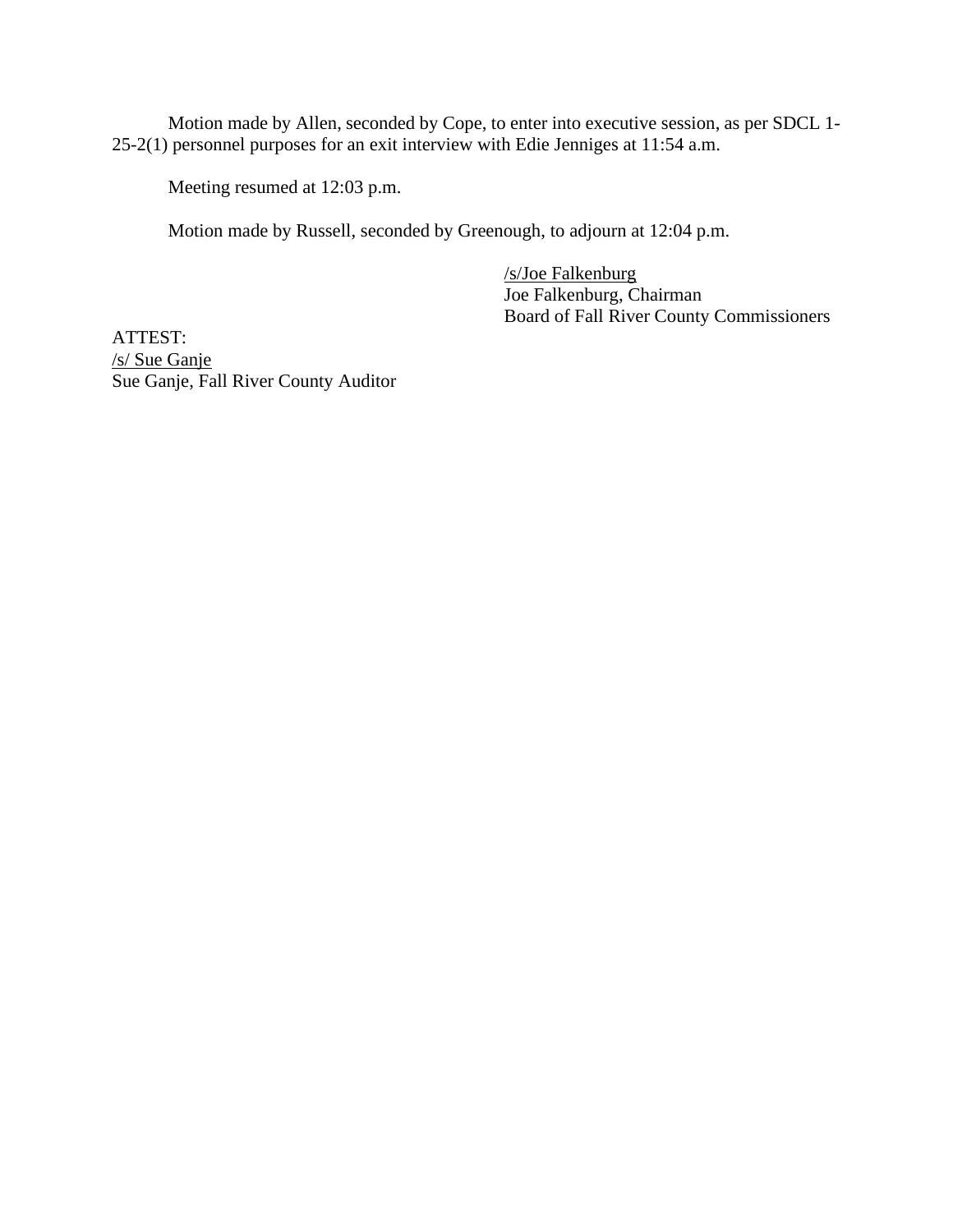Motion made by Allen, seconded by Cope, to enter into executive session, as per SDCL 1-25-2(1) personnel purposes for an exit interview with Edie Jenniges at 11:54 a.m.

Meeting resumed at 12:03 p.m.

Motion made by Russell, seconded by Greenough, to adjourn at 12:04 p.m.

/s/Joe Falkenburg
Joe Falkenburg, Chairman
Board of Fall River County Commissioners

ATTEST:
/s/ Sue Ganje
Sue Ganje, Fall River County Auditor